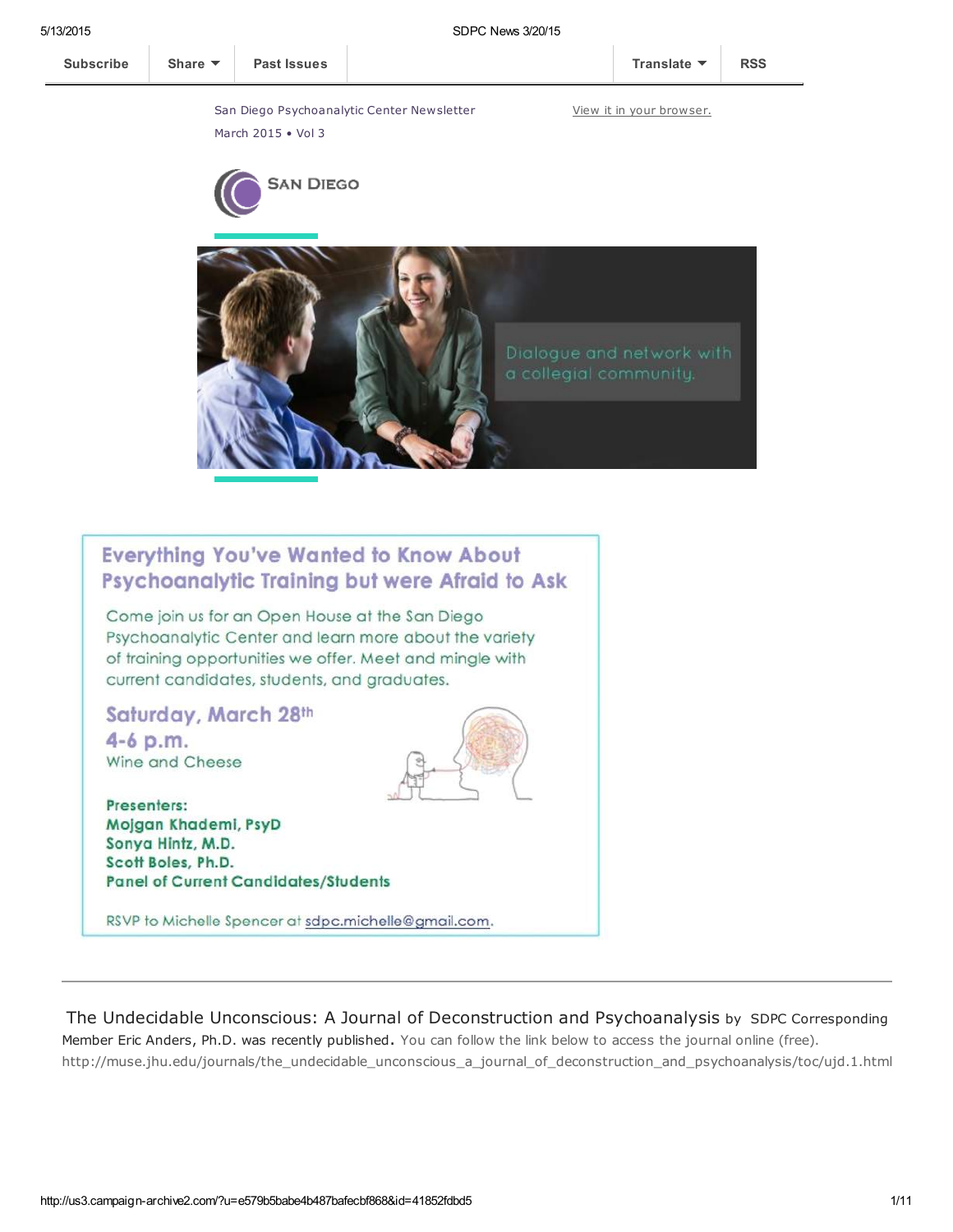Subscribe | Share | Past Issues | Translate | RSS

San Diego Psychoanalytic Center Newsletter
March 2015 • Vol 3

View it in your browser.

SAN DIEGO

Dialogue and network with a collegial community.

## Everything You've Wanted to Know About Psychoanalytic Training but were Afraid to Ask

Come join us for an Open House at the San Diego Psychoanalytic Center and learn more about the variety of training opportunities we offer. Meet and mingle with current candidates, students, and graduates.

**Saturday, March 28th**
**4-6 p.m.**
Wine and Cheese

**Presenters:**
**Mojgan Khademi, PsyD**
**Sonya Hintz, M.D.**
**Scott Boles, Ph.D.**
**Panel of Current Candidates/Students**

RSVP to Michelle Spencer at sdpc.michelle@gmail.com.

---

The Undecidable Unconscious: A Journal of Deconstruction and Psychoanalysis by SDPC Corresponding Member Eric Anders, Ph.D. was recently published. You can follow the link below to access the journal online (free).
http://muse.jhu.edu/journals/the_undecidable_unconscious_a_journal_of_deconstruction_and_psychoanalysis/toc/ujd.1.html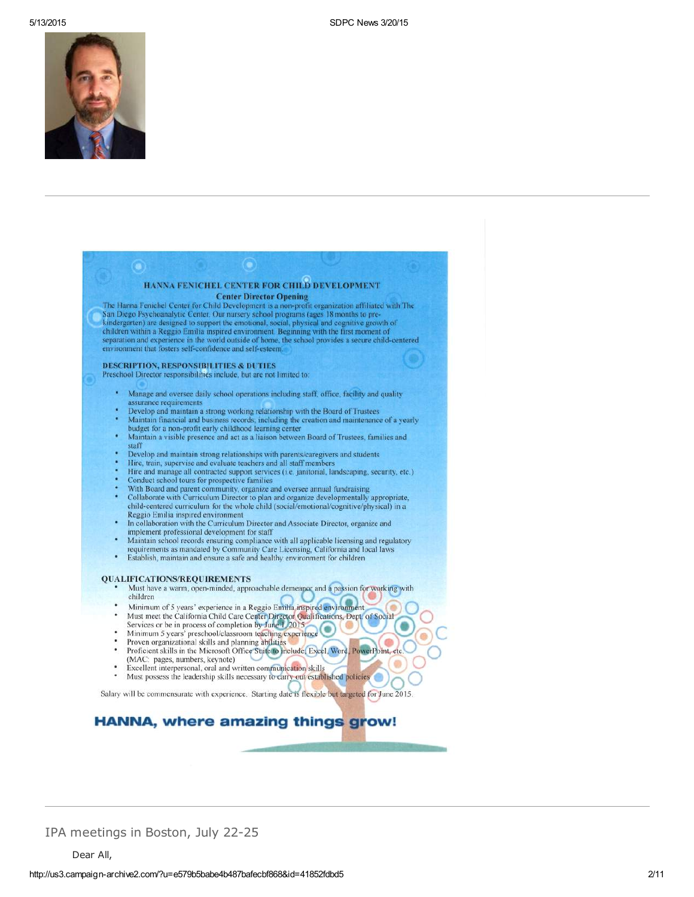---

## HANNA FENICHEL CENTER FOR CHILD DEVELOPMENT

### Center Director Opening

The Hanna Fenichel Center for Child Development is a non-profit organization affiliated with The San Diego Psychoanalytic Center. Our nursery school programs (ages 18 months to pre-kindergarten) are designed to support the emotional, social, physical and cognitive growth of children within a Reggio Emilia inspired environment. Beginning with the first moment of separation and experience in the world outside of home, the school provides a secure child-centered environment that fosters self-confidence and self-esteem.

**DESCRIPTION, RESPONSIBILITIES & DUTIES**

Preschool Director responsibilities include, but are not limited to:

- Manage and oversee daily school operations including staff, office, facility and quality assurance requirements
- Develop and maintain a strong working relationship with the Board of Trustees
- Maintain financial and business records, including the creation and maintenance of a yearly budget for a non-profit early childhood learning center
- Maintain a visible presence and act as a liaison between Board of Trustees, families and staff
- Develop and maintain strong relationships with parents/caregivers and students
- Hire, train, supervise and evaluate teachers and all staff members
- Hire and manage all contracted support services (i.e. janitorial, landscaping, security, etc.)
- Conduct school tours for prospective families
- With Board and parent community, organize and oversee annual fundraising
- Collaborate with Curriculum Director to plan and organize developmentally appropriate, child-centered curriculum for the whole child (social/emotional/cognitive/physical) in a Reggio Emilia inspired environment
- In collaboration with the Curriculum Director and Associate Director, organize and implement professional development for staff
- Maintain school records ensuring compliance with all applicable licensing and regulatory requirements as mandated by Community Care Licensing, California and local laws
- Establish, maintain and ensure a safe and healthy environment for children

**QUALIFICATIONS/REQUIREMENTS**

- Must have a warm, open-minded, approachable demeanor and a passion for working with children
- Minimum of 5 years' experience in a Reggio Emilia inspired environment
- Must meet the California Child Care Center Director Qualifications, Dept. of Social Services or be in process of completion by June 1, 2015
- Minimum 5 years' preschool/classroom teaching experience
- Proven organizational skills and planning abilities
- Proficient skills in the Microsoft Office Suite to include: Excel, Word, PowerPoint, etc. (MAC: pages, numbers, keynote)
- Excellent interpersonal, oral and written communication skills
- Must possess the leadership skills necessary to carry out established policies

Salary will be commensurate with experience. Starting date is flexible but targeted for June 2015.

**HANNA, where amazing things grow!**

---

## IPA meetings in Boston, July 22-25

Dear All,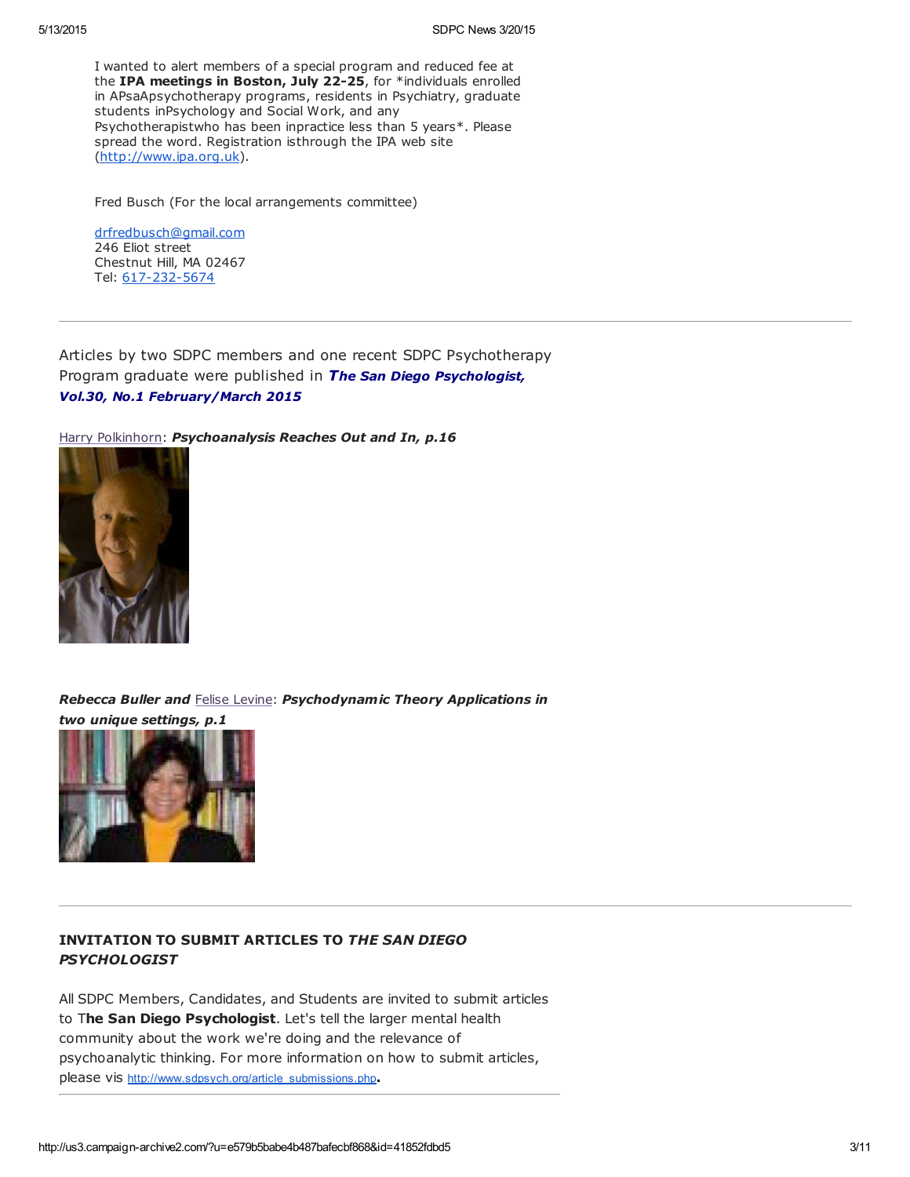I wanted to alert members of a special program and reduced fee at the **IPA meetings in Boston, July 22-25**, for *individuals enrolled in APsaApsychotherapy programs, residents in Psychiatry, graduate students inPsychology and Social Work, and any Psychotherapistwho has been inpractice less than 5 years*. Please spread the word. Registration isthrough the IPA web site (http://www.ipa.org.uk).

Fred Busch (For the local arrangements committee)

drfredbusch@gmail.com
246 Eliot street
Chestnut Hill, MA 02467
Tel: 617-232-5674

---

Articles by two SDPC members and one recent SDPC Psychotherapy Program graduate were published in ***The San Diego Psychologist, Vol.30, No.1 February/March 2015***

Harry Polkinhorn: ***Psychoanalysis Reaches Out and In, p.16***

***Rebecca Buller and*** Felise Levine: ***Psychodynamic Theory Applications in two unique settings, p.1***

---

**INVITATION TO SUBMIT ARTICLES TO *THE SAN DIEGO PSYCHOLOGIST***

All SDPC Members, Candidates, and Students are invited to submit articles to T**he San Diego Psychologist**. Let's tell the larger mental health community about the work we're doing and the relevance of psychoanalytic thinking. For more information on how to submit articles, please vis http://www.sdpsych.org/article_submissions.php**.**

---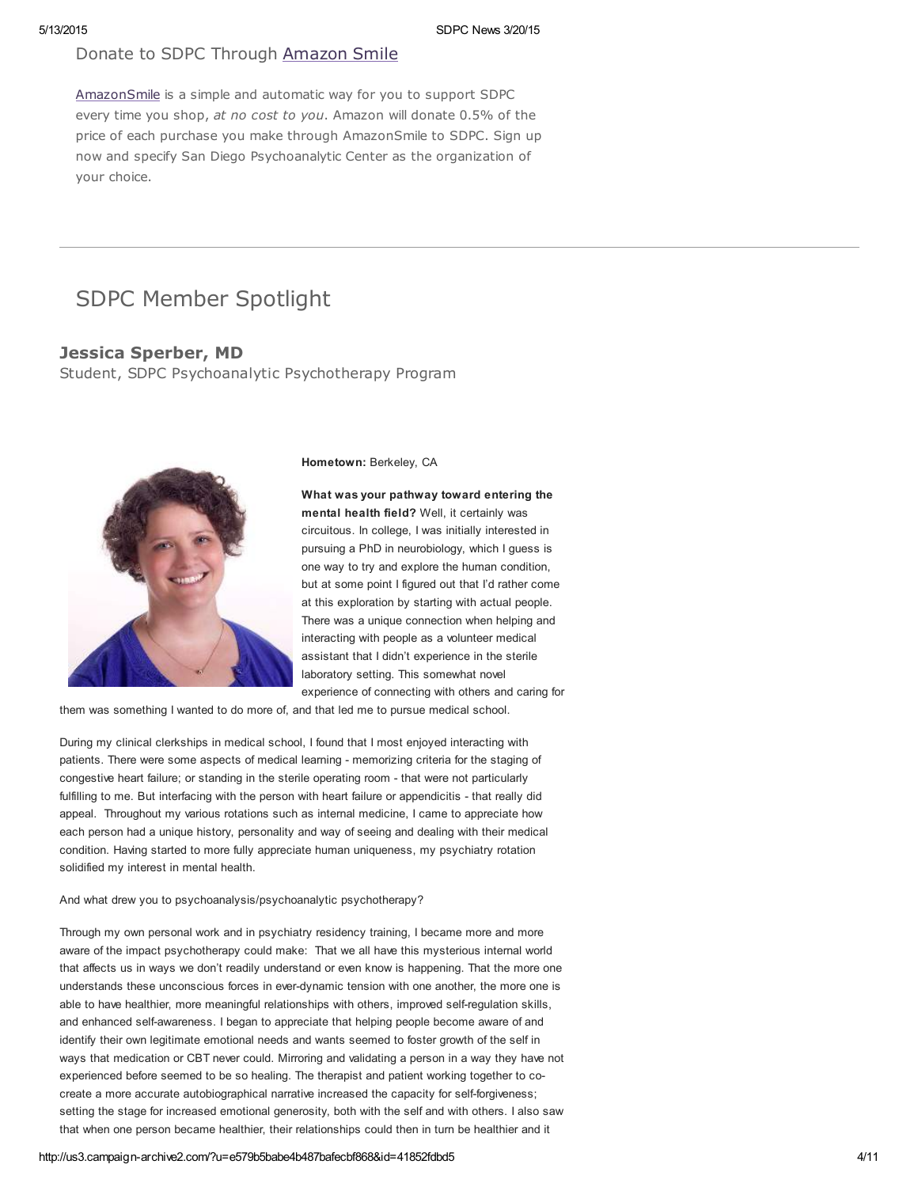## Donate to SDPC Through Amazon Smile

AmazonSmile is a simple and automatic way for you to support SDPC every time you shop, *at no cost to you*. Amazon will donate 0.5% of the price of each purchase you make through AmazonSmile to SDPC. Sign up now and specify San Diego Psychoanalytic Center as the organization of your choice.

---

# SDPC Member Spotlight

### Jessica Sperber, MD

Student, SDPC Psychoanalytic Psychotherapy Program

**Hometown:** Berkeley, CA

**What was your pathway toward entering the mental health field?** Well, it certainly was circuitous. In college, I was initially interested in pursuing a PhD in neurobiology, which I guess is one way to try and explore the human condition, but at some point I figured out that I'd rather come at this exploration by starting with actual people. There was a unique connection when helping and interacting with people as a volunteer medical assistant that I didn't experience in the sterile laboratory setting. This somewhat novel experience of connecting with others and caring for them was something I wanted to do more of, and that led me to pursue medical school.

During my clinical clerkships in medical school, I found that I most enjoyed interacting with patients. There were some aspects of medical learning - memorizing criteria for the staging of congestive heart failure; or standing in the sterile operating room - that were not particularly fulfilling to me. But interfacing with the person with heart failure or appendicitis - that really did appeal. Throughout my various rotations such as internal medicine, I came to appreciate how each person had a unique history, personality and way of seeing and dealing with their medical condition. Having started to more fully appreciate human uniqueness, my psychiatry rotation solidified my interest in mental health.

And what drew you to psychoanalysis/psychoanalytic psychotherapy?

Through my own personal work and in psychiatry residency training, I became more and more aware of the impact psychotherapy could make: That we all have this mysterious internal world that affects us in ways we don't readily understand or even know is happening. That the more one understands these unconscious forces in ever-dynamic tension with one another, the more one is able to have healthier, more meaningful relationships with others, improved self-regulation skills, and enhanced self-awareness. I began to appreciate that helping people become aware of and identify their own legitimate emotional needs and wants seemed to foster growth of the self in ways that medication or CBT never could. Mirroring and validating a person in a way they have not experienced before seemed to be so healing. The therapist and patient working together to co-create a more accurate autobiographical narrative increased the capacity for self-forgiveness; setting the stage for increased emotional generosity, both with the self and with others. I also saw that when one person became healthier, their relationships could then in turn be healthier and it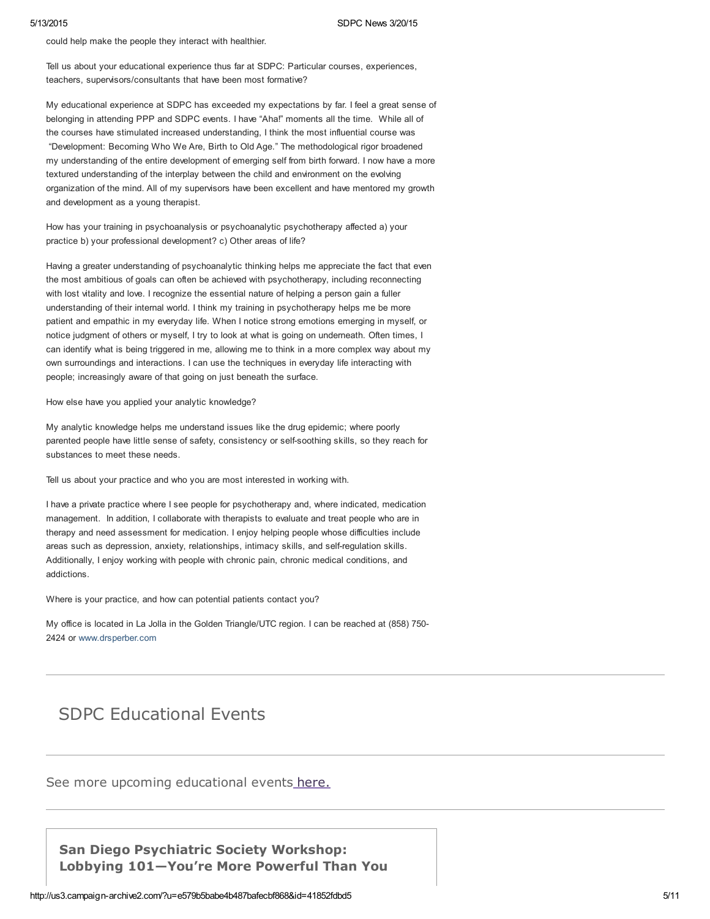could help make the people they interact with healthier.

Tell us about your educational experience thus far at SDPC: Particular courses, experiences, teachers, supervisors/consultants that have been most formative?

My educational experience at SDPC has exceeded my expectations by far. I feel a great sense of belonging in attending PPP and SDPC events. I have "Aha!" moments all the time. While all of the courses have stimulated increased understanding, I think the most influential course was "Development: Becoming Who We Are, Birth to Old Age." The methodological rigor broadened my understanding of the entire development of emerging self from birth forward. I now have a more textured understanding of the interplay between the child and environment on the evolving organization of the mind. All of my supervisors have been excellent and have mentored my growth and development as a young therapist.

How has your training in psychoanalysis or psychoanalytic psychotherapy affected a) your practice b) your professional development? c) Other areas of life?

Having a greater understanding of psychoanalytic thinking helps me appreciate the fact that even the most ambitious of goals can often be achieved with psychotherapy, including reconnecting with lost vitality and love. I recognize the essential nature of helping a person gain a fuller understanding of their internal world. I think my training in psychotherapy helps me be more patient and empathic in my everyday life. When I notice strong emotions emerging in myself, or notice judgment of others or myself, I try to look at what is going on underneath. Often times, I can identify what is being triggered in me, allowing me to think in a more complex way about my own surroundings and interactions. I can use the techniques in everyday life interacting with people; increasingly aware of that going on just beneath the surface.

How else have you applied your analytic knowledge?

My analytic knowledge helps me understand issues like the drug epidemic; where poorly parented people have little sense of safety, consistency or self-soothing skills, so they reach for substances to meet these needs.

Tell us about your practice and who you are most interested in working with.

I have a private practice where I see people for psychotherapy and, where indicated, medication management. In addition, I collaborate with therapists to evaluate and treat people who are in therapy and need assessment for medication. I enjoy helping people whose difficulties include areas such as depression, anxiety, relationships, intimacy skills, and self-regulation skills. Additionally, I enjoy working with people with chronic pain, chronic medical conditions, and addictions.

Where is your practice, and how can potential patients contact you?

My office is located in La Jolla in the Golden Triangle/UTC region. I can be reached at (858) 750-2424 or www.drsperber.com

---

## SDPC Educational Events

---

See more upcoming educational events here.

---

### San Diego Psychiatric Society Workshop: Lobbying 101—You're More Powerful Than You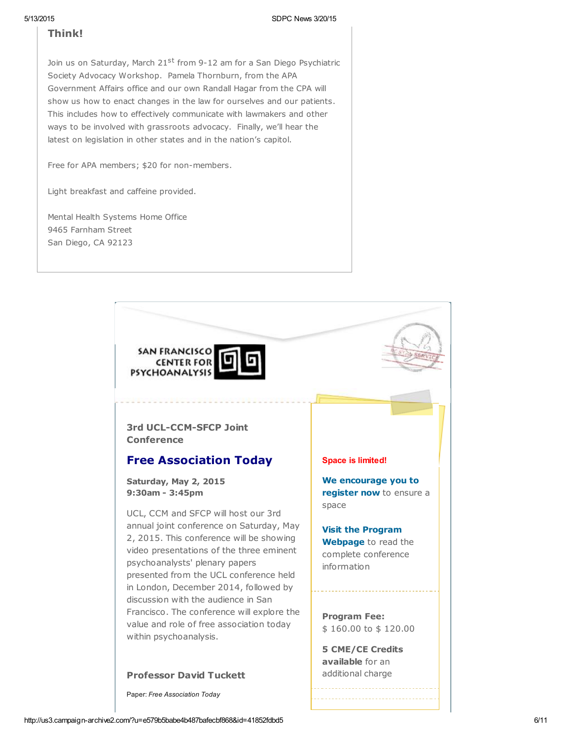### Think!

Join us on Saturday, March 21st from 9-12 am for a San Diego Psychiatric Society Advocacy Workshop. Pamela Thornburn, from the APA Government Affairs office and our own Randall Hagar from the CPA will show us how to enact changes in the law for ourselves and our patients. This includes how to effectively communicate with lawmakers and other ways to be involved with grassroots advocacy. Finally, we'll hear the latest on legislation in other states and in the nation's capitol.

Free for APA members; $20 for non-members.

Light breakfast and caffeine provided.

Mental Health Systems Home Office
9465 Farnham Street
San Diego, CA 92123

SAN FRANCISCO CENTER FOR PSYCHOANALYSIS

### 3rd UCL-CCM-SFCP Joint Conference

## Free Association Today

**Saturday, May 2, 2015**
**9:30am - 3:45pm**

UCL, CCM and SFCP will host our 3rd annual joint conference on Saturday, May 2, 2015. This conference will be showing video presentations of the three eminent psychoanalysts' plenary papers presented from the UCL conference held in London, December 2014, followed by discussion with the audience in San Francisco. The conference will explore the value and role of free association today within psychoanalysis.

**Professor David Tuckett**

Paper: *Free Association Today*

Space is limited!

**We encourage you to register now** to ensure a space

**Visit the Program Webpage** to read the complete conference information

**Program Fee:**
$ 160.00 to $ 120.00

**5 CME/CE Credits available** for an additional charge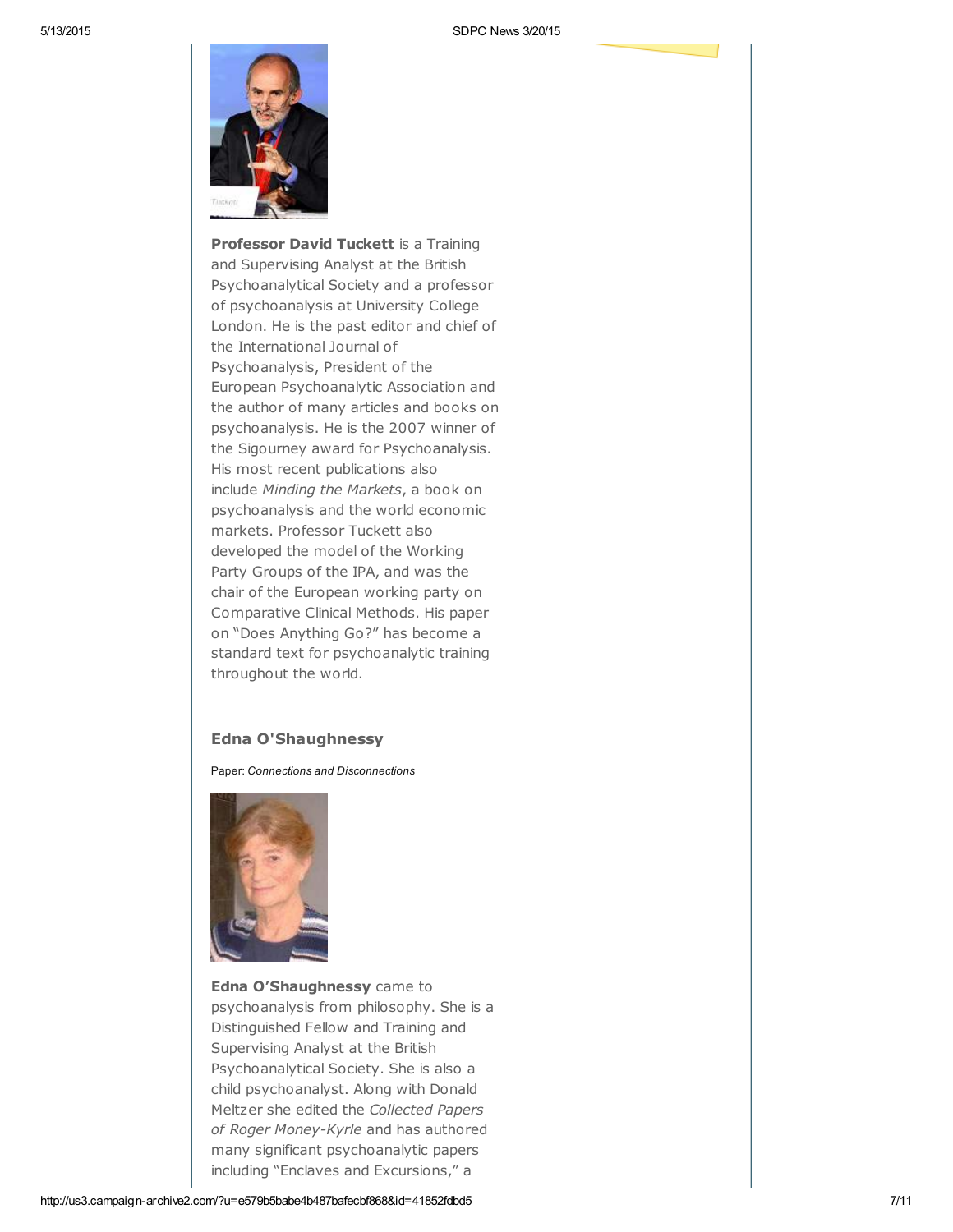**Professor David Tuckett** is a Training and Supervising Analyst at the British Psychoanalytical Society and a professor of psychoanalysis at University College London. He is the past editor and chief of the International Journal of Psychoanalysis, President of the European Psychoanalytic Association and the author of many articles and books on psychoanalysis. He is the 2007 winner of the Sigourney award for Psychoanalysis. His most recent publications also include *Minding the Markets*, a book on psychoanalysis and the world economic markets. Professor Tuckett also developed the model of the Working Party Groups of the IPA, and was the chair of the European working party on Comparative Clinical Methods. His paper on "Does Anything Go?" has become a standard text for psychoanalytic training throughout the world.

### Edna O'Shaughnessy

Paper: *Connections and Disconnections*

**Edna O'Shaughnessy** came to psychoanalysis from philosophy. She is a Distinguished Fellow and Training and Supervising Analyst at the British Psychoanalytical Society. She is also a child psychoanalyst. Along with Donald Meltzer she edited the *Collected Papers of Roger Money-Kyrle* and has authored many significant psychoanalytic papers including "Enclaves and Excursions," a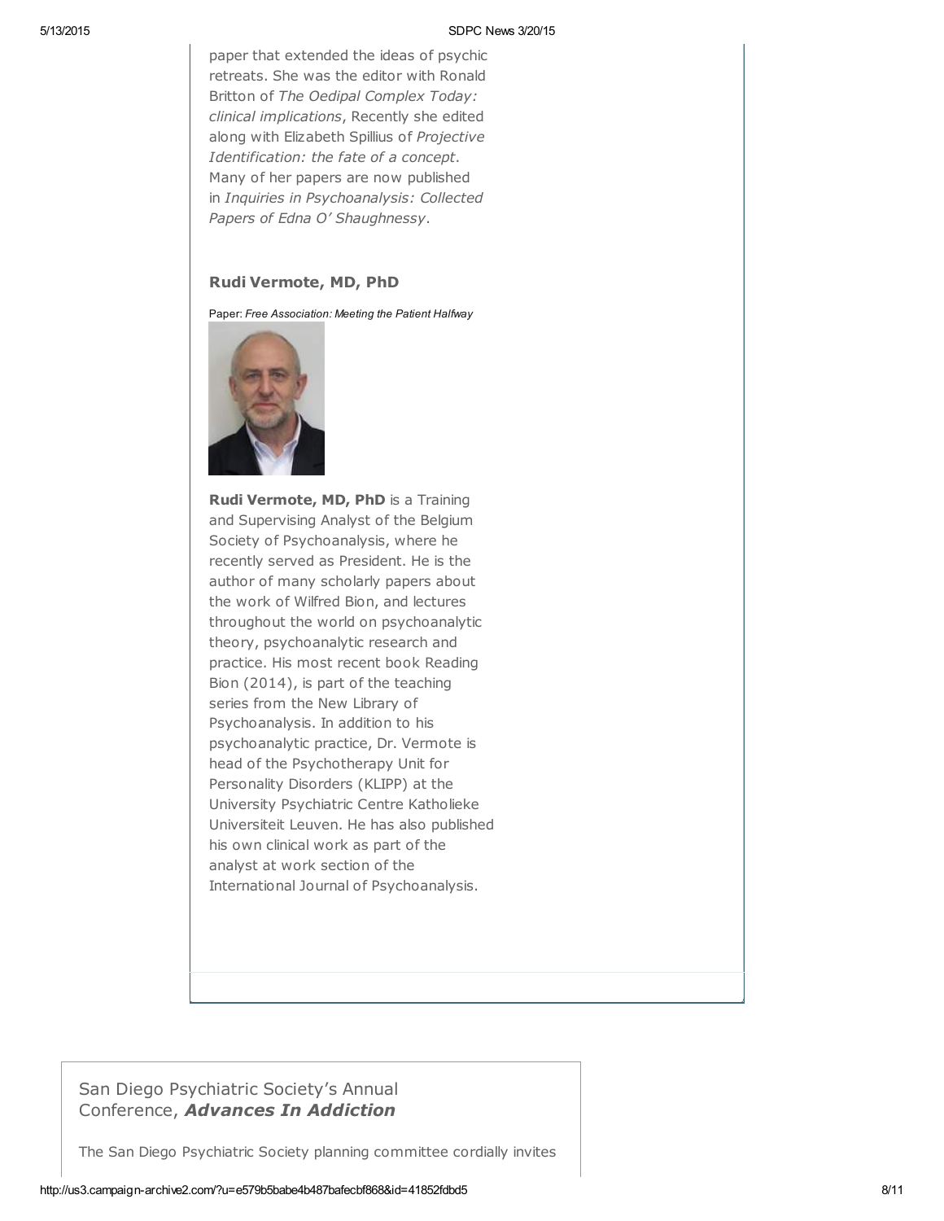paper that extended the ideas of psychic retreats. She was the editor with Ronald Britton of *The Oedipal Complex Today: clinical implications*, Recently she edited along with Elizabeth Spillius of *Projective Identification: the fate of a concept*. Many of her papers are now published in *Inquiries in Psychoanalysis: Collected Papers of Edna O' Shaughnessy*.

### Rudi Vermote, MD, PhD

Paper: *Free Association: Meeting the Patient Halfway*

**Rudi Vermote, MD, PhD** is a Training and Supervising Analyst of the Belgium Society of Psychoanalysis, where he recently served as President. He is the author of many scholarly papers about the work of Wilfred Bion, and lectures throughout the world on psychoanalytic theory, psychoanalytic research and practice. His most recent book Reading Bion (2014), is part of the teaching series from the New Library of Psychoanalysis. In addition to his psychoanalytic practice, Dr. Vermote is head of the Psychotherapy Unit for Personality Disorders (KLIPP) at the University Psychiatric Centre Katholieke Universiteit Leuven. He has also published his own clinical work as part of the analyst at work section of the International Journal of Psychoanalysis.

## San Diego Psychiatric Society's Annual Conference, ***Advances In Addiction***

The San Diego Psychiatric Society planning committee cordially invites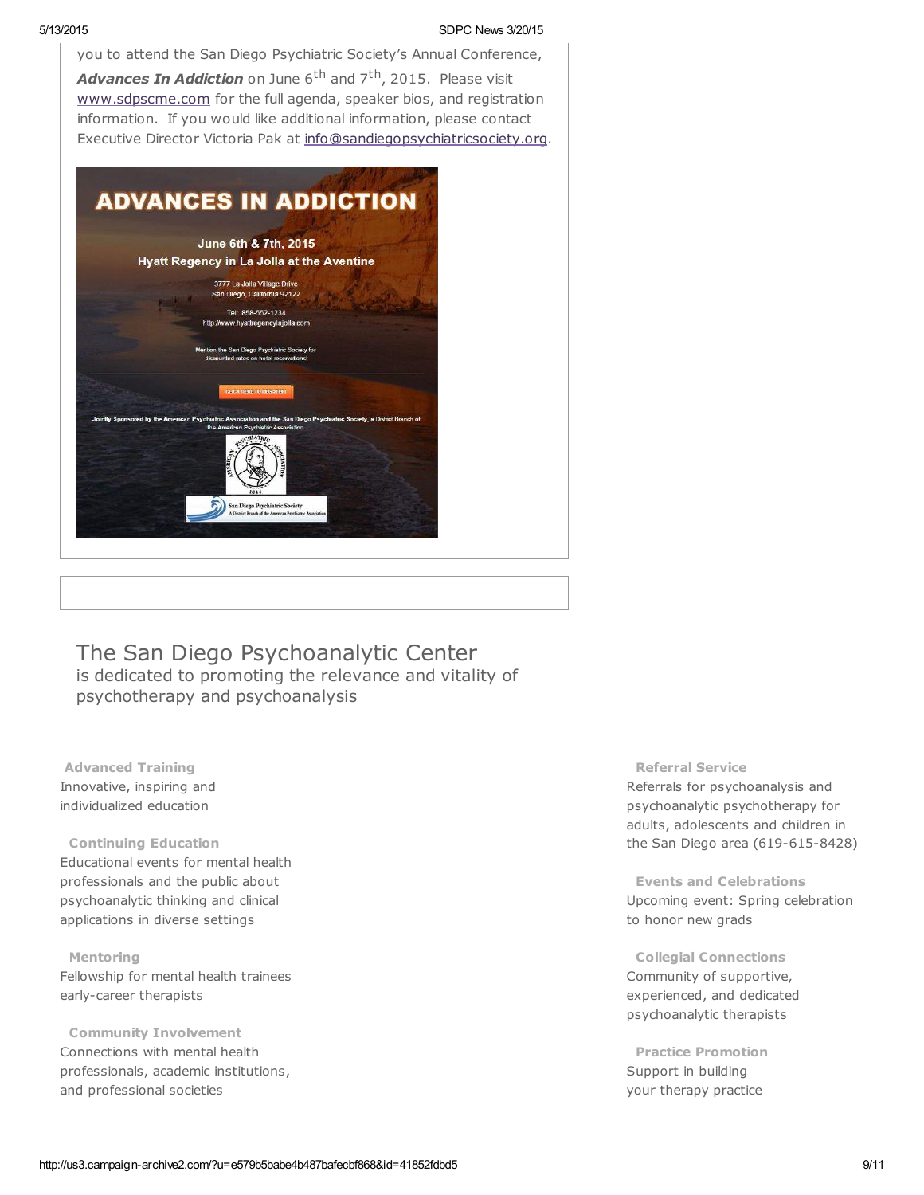you to attend the San Diego Psychiatric Society's Annual Conference, ***Advances In Addiction*** on June 6th and 7th, 2015. Please visit www.sdpscme.com for the full agenda, speaker bios, and registration information. If you would like additional information, please contact Executive Director Victoria Pak at info@sandiegopsychiatricsociety.org.

**ADVANCES IN ADDICTION**

**June 6th & 7th, 2015**
**Hyatt Regency in La Jolla at the Aventine**

3777 La Jolla Village Drive
San Diego, California 92122

Tel: 858-552-1234
http://www.hyattregencylajolla.com

Mention the San Diego Psychiatric Society for discounted rates on hotel reservations!

CLICK HERE TO REGISTER!

Jointly Sponsored by the American Psychiatric Association and the San Diego Psychiatric Society, a District Branch of the American Psychiatric Association.

San Diego Psychiatric Society
A District Branch of the American Psychiatric Association

## The San Diego Psychoanalytic Center

is dedicated to promoting the relevance and vitality of psychotherapy and psychoanalysis

**Advanced Training**
Innovative, inspiring and individualized education

**Continuing Education**
Educational events for mental health professionals and the public about psychoanalytic thinking and clinical applications in diverse settings

**Mentoring**
Fellowship for mental health trainees early-career therapists

**Community Involvement**
Connections with mental health professionals, academic institutions, and professional societies

**Referral Service**
Referrals for psychoanalysis and psychoanalytic psychotherapy for adults, adolescents and children in the San Diego area (619-615-8428)

**Events and Celebrations**
Upcoming event: Spring celebration to honor new grads

**Collegial Connections**
Community of supportive, experienced, and dedicated psychoanalytic therapists

**Practice Promotion**
Support in building your therapy practice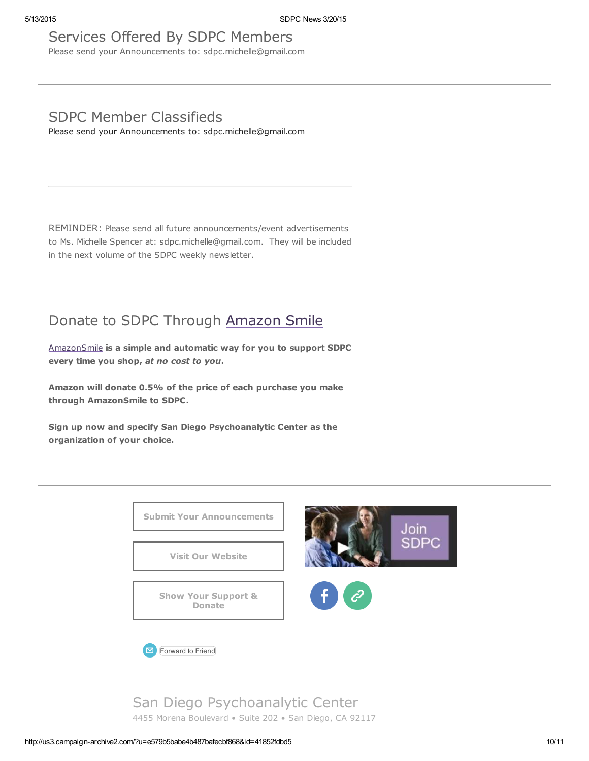## Services Offered By SDPC Members

Please send your Announcements to: sdpc.michelle@gmail.com

---

## SDPC Member Classifieds

Please send your Announcements to: sdpc.michelle@gmail.com

---

REMINDER: Please send all future announcements/event advertisements to Ms. Michelle Spencer at: sdpc.michelle@gmail.com. They will be included in the next volume of the SDPC weekly newsletter.

---

## Donate to SDPC Through Amazon Smile

AmazonSmile **is a simple and automatic way for you to support SDPC every time you shop, *at no cost to you*.**

**Amazon will donate 0.5% of the price of each purchase you make through AmazonSmile to SDPC.**

**Sign up now and specify San Diego Psychoanalytic Center as the organization of your choice.**

---

Submit Your Announcements

Visit Our Website

Show Your Support & Donate

Join SDPC

Forward to Friend

San Diego Psychoanalytic Center

4455 Morena Boulevard • Suite 202 • San Diego, CA 92117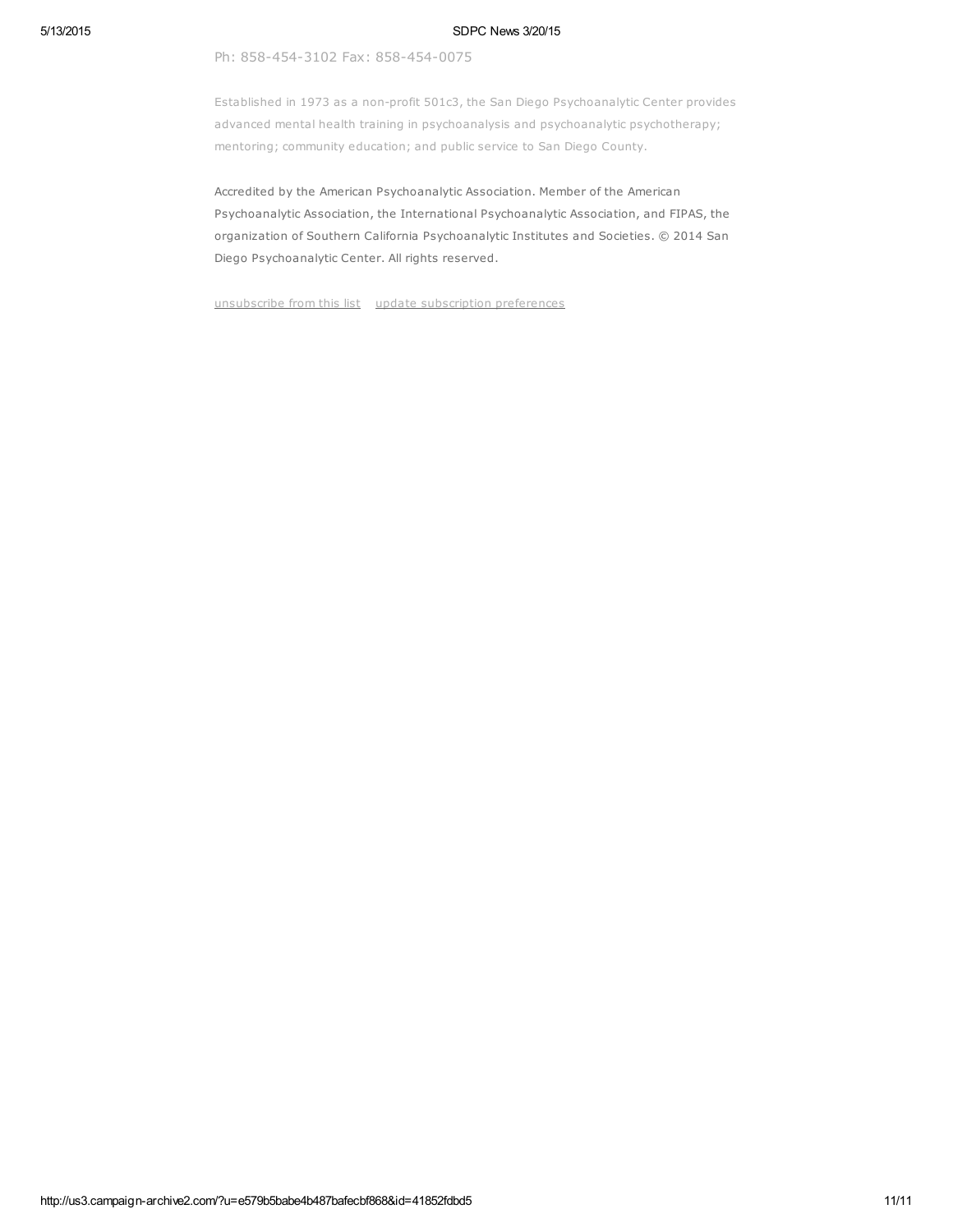Ph: 858-454-3102 Fax: 858-454-0075

Established in 1973 as a non-profit 501c3, the San Diego Psychoanalytic Center provides advanced mental health training in psychoanalysis and psychoanalytic psychotherapy; mentoring; community education; and public service to San Diego County.

Accredited by the American Psychoanalytic Association. Member of the American Psychoanalytic Association, the International Psychoanalytic Association, and FIPAS, the organization of Southern California Psychoanalytic Institutes and Societies. © 2014 San Diego Psychoanalytic Center. All rights reserved.

unsubscribe from this list  update subscription preferences